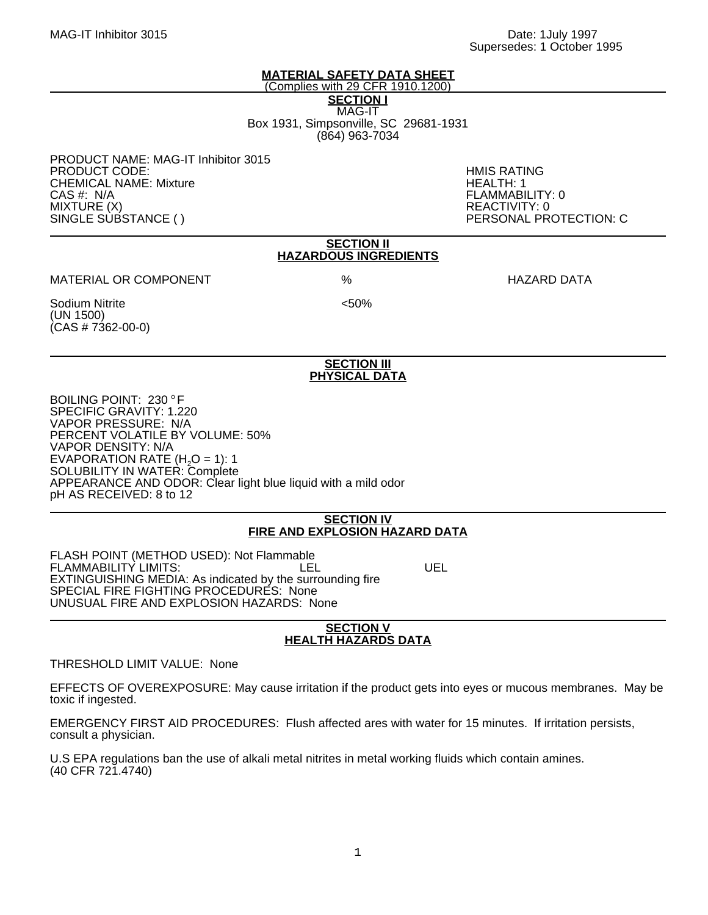MAG-IT Inhibitor 3015

Date: 1July 1997
Supersedes: 1 October 1995

# MATERIAL SAFETY DATA SHEET

(Complies with 29 CFR 1910.1200)

## SECTION I

MAG-IT
Box 1931, Simpsonville, SC 29681-1931
(864) 963-7034

PRODUCT NAME: MAG-IT Inhibitor 3015
PRODUCT CODE:
CHEMICAL NAME: Mixture
CAS #: N/A
MIXTURE (X)
SINGLE SUBSTANCE ( )

HMIS RATING
HEALTH: 1
FLAMMABILITY: 0
REACTIVITY: 0
PERSONAL PROTECTION: C

## SECTION II
## HAZARDOUS INGREDIENTS

| MATERIAL OR COMPONENT | % | HAZARD DATA |
|---|---|---|
| Sodium Nitrite (UN 1500) (CAS # 7362-00-0) | <50% | |

## SECTION III
## PHYSICAL DATA

BOILING POINT: 230 °F
SPECIFIC GRAVITY: 1.220
VAPOR PRESSURE: N/A
PERCENT VOLATILE BY VOLUME: 50%
VAPOR DENSITY: N/A
EVAPORATION RATE ($H_2O$ = 1): 1
SOLUBILITY IN WATER: Complete
APPEARANCE AND ODOR: Clear light blue liquid with a mild odor
pH AS RECEIVED: 8 to 12

## SECTION IV
## FIRE AND EXPLOSION HAZARD DATA

FLASH POINT (METHOD USED): Not Flammable
FLAMMABILITY LIMITS: LEL UEL
EXTINGUISHING MEDIA: As indicated by the surrounding fire
SPECIAL FIRE FIGHTING PROCEDURES: None
UNUSUAL FIRE AND EXPLOSION HAZARDS: None

## SECTION V
## HEALTH HAZARDS DATA

THRESHOLD LIMIT VALUE: None

EFFECTS OF OVEREXPOSURE: May cause irritation if the product gets into eyes or mucous membranes. May be toxic if ingested.

EMERGENCY FIRST AID PROCEDURES: Flush affected ares with water for 15 minutes. If irritation persists, consult a physician.

U.S EPA regulations ban the use of alkali metal nitrites in metal working fluids which contain amines. (40 CFR 721.4740)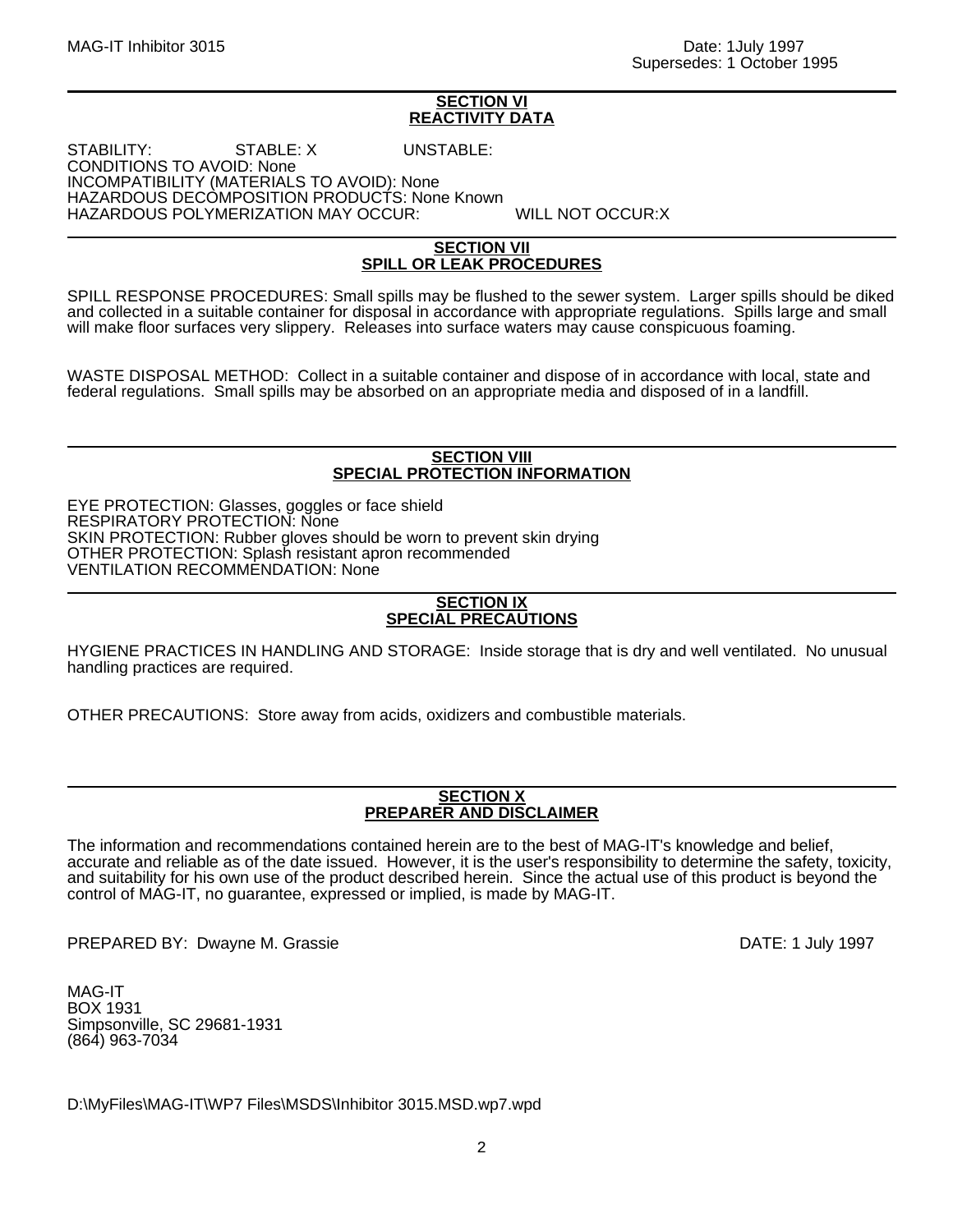## SECTION VI
## REACTIVITY DATA

STABILITY: STABLE: X UNSTABLE:
CONDITIONS TO AVOID: None
INCOMPATIBILITY (MATERIALS TO AVOID): None
HAZARDOUS DECOMPOSITION PRODUCTS: None Known
HAZARDOUS POLYMERIZATION MAY OCCUR: WILL NOT OCCUR:X

## SECTION VII
## SPILL OR LEAK PROCEDURES

SPILL RESPONSE PROCEDURES: Small spills may be flushed to the sewer system. Larger spills should be diked and collected in a suitable container for disposal in accordance with appropriate regulations. Spills large and small will make floor surfaces very slippery. Releases into surface waters may cause conspicuous foaming.

WASTE DISPOSAL METHOD: Collect in a suitable container and dispose of in accordance with local, state and federal regulations. Small spills may be absorbed on an appropriate media and disposed of in a landfill.

## SECTION VIII
## SPECIAL PROTECTION INFORMATION

EYE PROTECTION: Glasses, goggles or face shield
RESPIRATORY PROTECTION: None
SKIN PROTECTION: Rubber gloves should be worn to prevent skin drying
OTHER PROTECTION: Splash resistant apron recommended
VENTILATION RECOMMENDATION: None

## SECTION IX
## SPECIAL PRECAUTIONS

HYGIENE PRACTICES IN HANDLING AND STORAGE: Inside storage that is dry and well ventilated. No unusual handling practices are required.

OTHER PRECAUTIONS: Store away from acids, oxidizers and combustible materials.

## SECTION X
## PREPARER AND DISCLAIMER

The information and recommendations contained herein are to the best of MAG-IT's knowledge and belief, accurate and reliable as of the date issued. However, it is the user's responsibility to determine the safety, toxicity, and suitability for his own use of the product described herein. Since the actual use of this product is beyond the control of MAG-IT, no guarantee, expressed or implied, is made by MAG-IT.

PREPARED BY: Dwayne M. Grassie DATE: 1 July 1997

MAG-IT
BOX 1931
Simpsonville, SC 29681-1931
(864) 963-7034

D:\MyFiles\MAG-IT\WP7 Files\MSDS\Inhibitor 3015.MSD.wp7.wpd